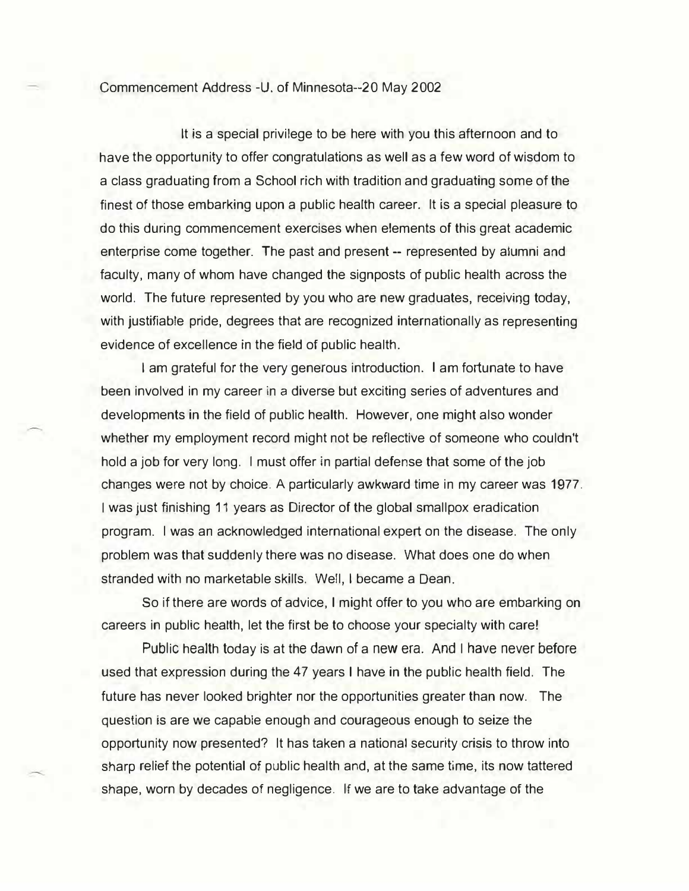Commencement Address -U. of Minnesota--20 May 2002

It is a special privilege to be here with you this afternoon and to have the opportunity to offer congratulations as well as a few word of wisdom to a class graduating from a School rich with tradition and graduating some of the finest of those embarking upon a public health career. It is a special pleasure to do this during commencement exercises when elements of this great academic enterprise come together. The past and present -- represented by alumni and faculty, many of whom have changed the signposts of public health across the world. The future represented by you who are new graduates, receiving today, with justifiable pride, degrees that are recognized internationally as representing evidence of excellence in the field of public health.

I am grateful for the very generous introduction. I am fortunate to have been involved in my career in a diverse but exciting series of adventures and developments in the field of public health. However, one might also wonder whether my employment record might not be reflective of someone who couldn't hold a job for very long. I must offer in partial defense that some of the job changes were not by choice. A particularly awkward time in my career was 1977. I was just finishing 11 years as Director of the global smallpox eradication program. I was an acknowledged international expert on the disease. The only problem was that suddenly there was no disease. What does one do when stranded with no marketable skills. Well, I became a Dean.

So if there are words of advice, I might offer to you who are embarking on careers in public health, let the first be to choose your specialty with care!

Public health today is at the dawn of a new era. And I have never before used that expression during the 47 years I have in the public health field. The future has never looked brighter nor the opportunities greater than now. The question is are we capable enough and courageous enough to seize the opportunity now presented? It has taken a national security crisis to throw into sharp relief the potential of public health and, at the same time, its now tattered shape, worn by decades of negligence. If we are to take advantage of the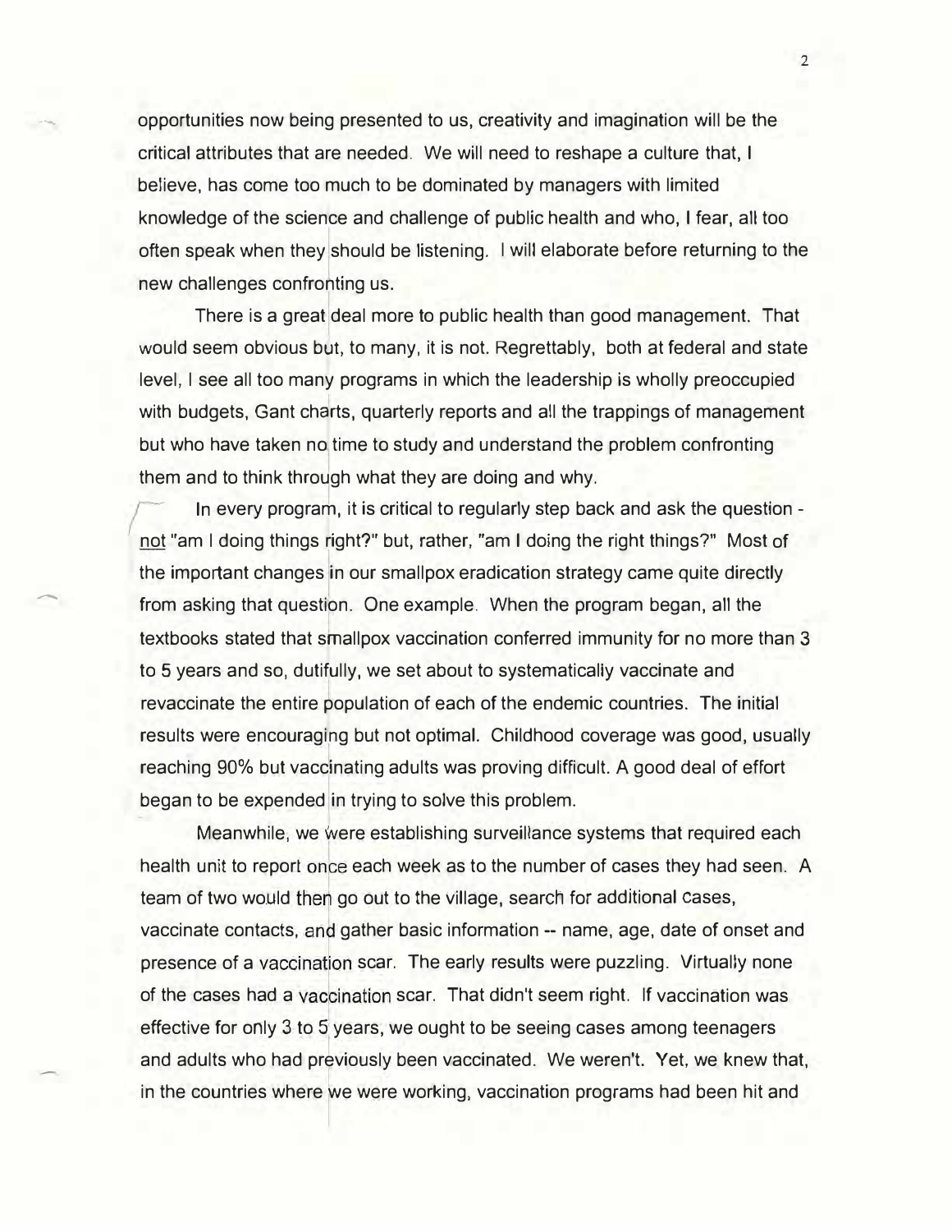opportunities now being presented to us, creativity and imagination will be the critical attributes that are needed. We will need to reshape a culture that, I believe, has come too much to be dominated by managers with limited knowledge of the science and challenge of public health and who, I fear, all too often speak when they should be listening. I will elaborate before returning to the new challenges confronting us.

There is a great deal more to public health than good management. That would seem obvious but, to many, it is not. Regrettably, both at federal and state level, I see all too many programs in which the leadership is wholly preoccupied with budgets, Gant charts, quarterly reports and all the trappings of management but who have taken no time to study and understand the problem confronting them and to think through what they are doing and why.

In every program, it is critical to regularly step back and ask the question - not "am I doing things right?" but, rather, "am I doing the right things?" Most of the important changes in our smallpox eradication strategy came quite directly from asking that question. One example. When the program began, all the textbooks stated that smallpox vaccination conferred immunity for no more than 3 to 5 years and so, dutifully, we set about to systematically vaccinate and revaccinate the entire population of each of the endemic countries. The initial results were encouraging but not optimal. Childhood coverage was good, usually reaching 90% but vaccinating adults was proving difficult. A good deal of effort began to be expended in trying to solve this problem.

Meanwhile, we were establishing surveillance systems that required each health unit to report once each week as to the number of cases they had seen. A team of two would then go out to the village, search for additional cases, vaccinate contacts, and gather basic information -- name, age, date of onset and presence of a vaccination scar. The early results were puzzling. Virtually none of the cases had a vaccination scar. That didn't seem right. If vaccination was effective for only 3 to 5 years, we ought to be seeing cases among teenagers and adults who had previously been vaccinated. We weren't. Yet, we knew that, in the countries where we were working, vaccination programs had been hit and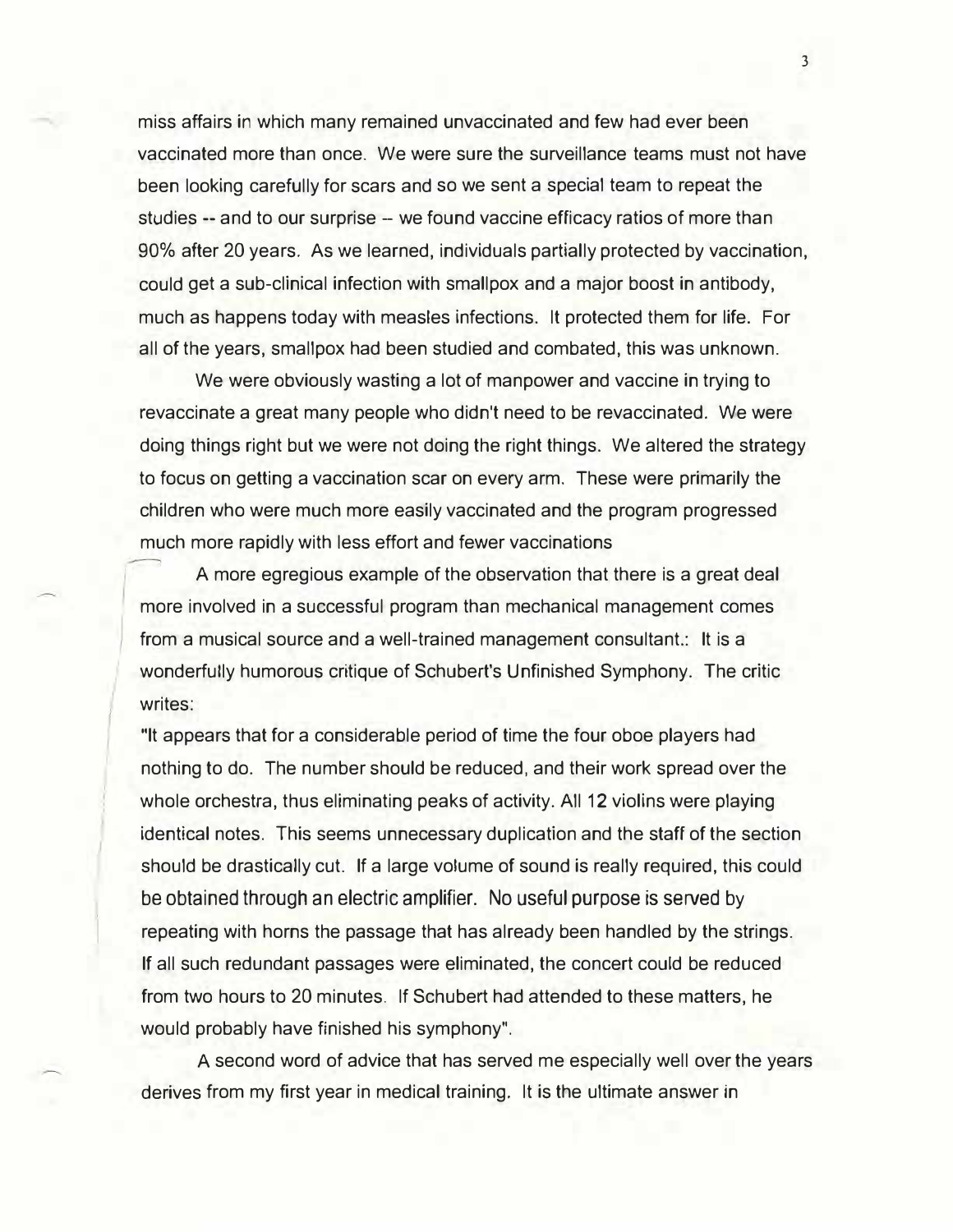miss affairs in which many remained unvaccinated and few had ever been vaccinated more than once. We were sure the surveillance teams must not have been looking carefully for scars and so we sent a special team to repeat the studies -- and to our surprise -- we found vaccine efficacy ratios of more than 90% after 20 years. As we learned, individuals partially protected by vaccination, could get a sub-clinical infection with smallpox and a major boost in antibody, much as happens today with measles infections. It protected them for life. For all of the years, smallpox had been studied and combated, this was unknown.

We were obviously wasting a lot of manpower and vaccine in trying to revaccinate a great many people who didn't need to be revaccinated. We were doing things right but we were not doing the right things. We altered the strategy to focus on getting a vaccination scar on every arm. These were primarily the children who were much more easily vaccinated and the program progressed much more rapidly with less effort and fewer vaccinations

A more egregious example of the observation that there is a great deal more involved in a successful program than mechanical management comes from a musical source and a well-trained management consultant.: It is a wonderfully humorous critique of Schubert's Unfinished Symphony. The critic writes:

"It appears that for a considerable period of time the four oboe players had nothing to do. The number should be reduced, and their work spread over the whole orchestra, thus eliminating peaks of activity. All 12 violins were playing identical notes. This seems unnecessary duplication and the staff of the section should be drastically cut. If a large volume of sound is really required, this could be obtained through an electric amplifier. No useful purpose is served by repeating with horns the passage that has already been handled by the strings. If all such redundant passages were eliminated, the concert could be reduced from two hours to 20 minutes. If Schubert had attended to these matters, he would probably have finished his symphony".

A second word of advice that has served me especially well over the years derives from my first year in medical training. It is the ultimate answer in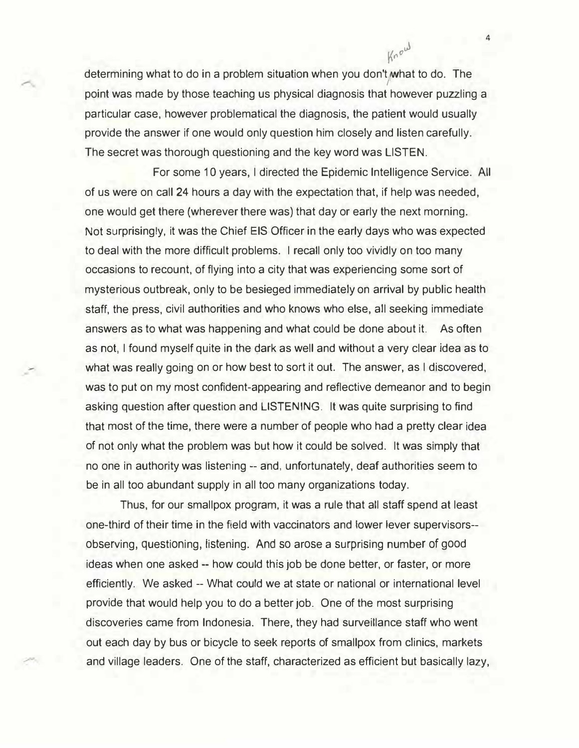determining what to do in a problem situation when you don't know what to do. The point was made by those teaching us physical diagnosis that however puzzling a particular case, however problematical the diagnosis, the patient would usually provide the answer if one would only question him closely and listen carefully. The secret was thorough questioning and the key word was LISTEN.

For some 10 years, I directed the Epidemic Intelligence Service. All of us were on call 24 hours a day with the expectation that, if help was needed, one would get there (wherever there was) that day or early the next morning. Not surprisingly, it was the Chief EIS Officer in the early days who was expected to deal with the more difficult problems. I recall only too vividly on too many occasions to recount, of flying into a city that was experiencing some sort of mysterious outbreak, only to be besieged immediately on arrival by public health staff, the press, civil authorities and who knows who else, all seeking immediate answers as to what was happening and what could be done about it. As often as not, I found myself quite in the dark as well and without a very clear idea as to what was really going on or how best to sort it out. The answer, as I discovered, was to put on my most confident-appearing and reflective demeanor and to begin asking question after question and LISTENING. It was quite surprising to find that most of the time, there were a number of people who had a pretty clear idea of not only what the problem was but how it could be solved. It was simply that no one in authority was listening -- and, unfortunately, deaf authorities seem to be in all too abundant supply in all too many organizations today.

Thus, for our smallpox program, it was a rule that all staff spend at least one-third of their time in the field with vaccinators and lower lever supervisors-- observing, questioning, listening. And so arose a surprising number of good ideas when one asked -- how could this job be done better, or faster, or more efficiently. We asked -- What could we at state or national or international level provide that would help you to do a better job. One of the most surprising discoveries came from Indonesia. There, they had surveillance staff who went out each day by bus or bicycle to seek reports of smallpox from clinics, markets and village leaders. One of the staff, characterized as efficient but basically lazy,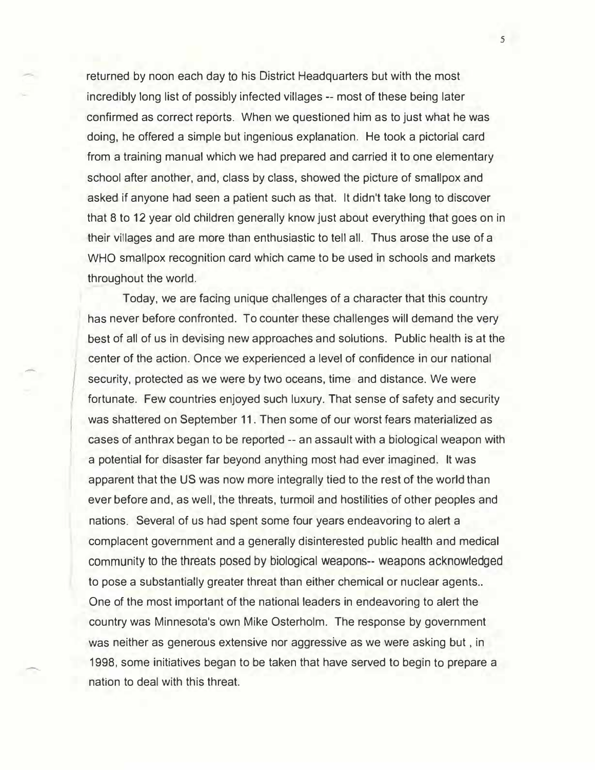returned by noon each day to his District Headquarters but with the most incredibly long list of possibly infected villages -- most of these being later confirmed as correct reports. When we questioned him as to just what he was doing, he offered a simple but ingenious explanation. He took a pictorial card from a training manual which we had prepared and carried it to one elementary school after another, and, class by class, showed the picture of smallpox and asked if anyone had seen a patient such as that. It didn't take long to discover that 8 to 12 year old children generally know just about everything that goes on in their villages and are more than enthusiastic to tell all. Thus arose the use of a WHO smallpox recognition card which came to be used in schools and markets throughout the world.

Today, we are facing unique challenges of a character that this country has never before confronted. To counter these challenges will demand the very best of all of us in devising new approaches and solutions. Public health is at the center of the action. Once we experienced a level of confidence in our national security, protected as we were by two oceans, time and distance. We were fortunate. Few countries enjoyed such luxury. That sense of safety and security was shattered on September 11. Then some of our worst fears materialized as cases of anthrax began to be reported -- an assault with a biological weapon with a potential for disaster far beyond anything most had ever imagined. It was apparent that the US was now more integrally tied to the rest of the world than ever before and, as well, the threats, turmoil and hostilities of other peoples and nations. Several of us had spent some four years endeavoring to alert a complacent government and a generally disinterested public health and medical community to the threats posed by biological weapons-- weapons acknowledged to pose a substantially greater threat than either chemical or nuclear agents.. One of the most important of the national leaders in endeavoring to alert the country was Minnesota's own Mike Osterholm. The response by government was neither as generous extensive nor aggressive as we were asking but , in 1998, some initiatives began to be taken that have served to begin to prepare a nation to deal with this threat.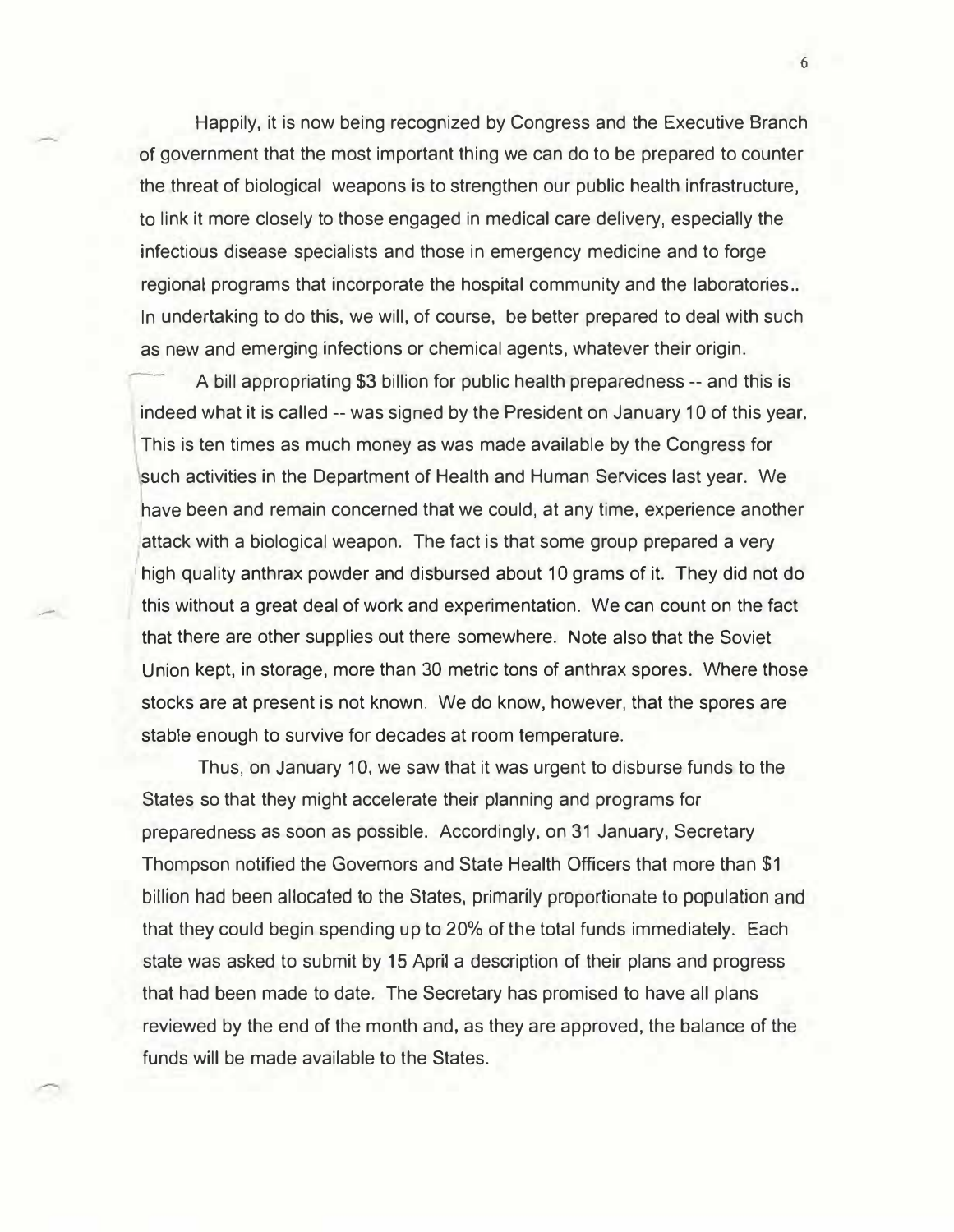Happily, it is now being recognized by Congress and the Executive Branch of government that the most important thing we can do to be prepared to counter the threat of biological weapons is to strengthen our public health infrastructure, to link it more closely to those engaged in medical care delivery, especially the infectious disease specialists and those in emergency medicine and to forge regional programs that incorporate the hospital community and the laboratories.. In undertaking to do this, we will, of course, be better prepared to deal with such as new and emerging infections or chemical agents, whatever their origin.

A bill appropriating $3 billion for public health preparedness -- and this is indeed what it is called -- was signed by the President on January 10 of this year. This is ten times as much money as was made available by the Congress for such activities in the Department of Health and Human Services last year. We have been and remain concerned that we could, at any time, experience another attack with a biological weapon. The fact is that some group prepared a very high quality anthrax powder and disbursed about 10 grams of it. They did not do this without a great deal of work and experimentation. We can count on the fact that there are other supplies out there somewhere. Note also that the Soviet Union kept, in storage, more than 30 metric tons of anthrax spores. Where those stocks are at present is not known. We do know, however, that the spores are stable enough to survive for decades at room temperature.

Thus, on January 10, we saw that it was urgent to disburse funds to the States so that they might accelerate their planning and programs for preparedness as soon as possible. Accordingly, on 31 January, Secretary Thompson notified the Governors and State Health Officers that more than $1 billion had been allocated to the States, primarily proportionate to population and that they could begin spending up to 20% of the total funds immediately. Each state was asked to submit by 15 April a description of their plans and progress that had been made to date. The Secretary has promised to have all plans reviewed by the end of the month and, as they are approved, the balance of the funds will be made available to the States.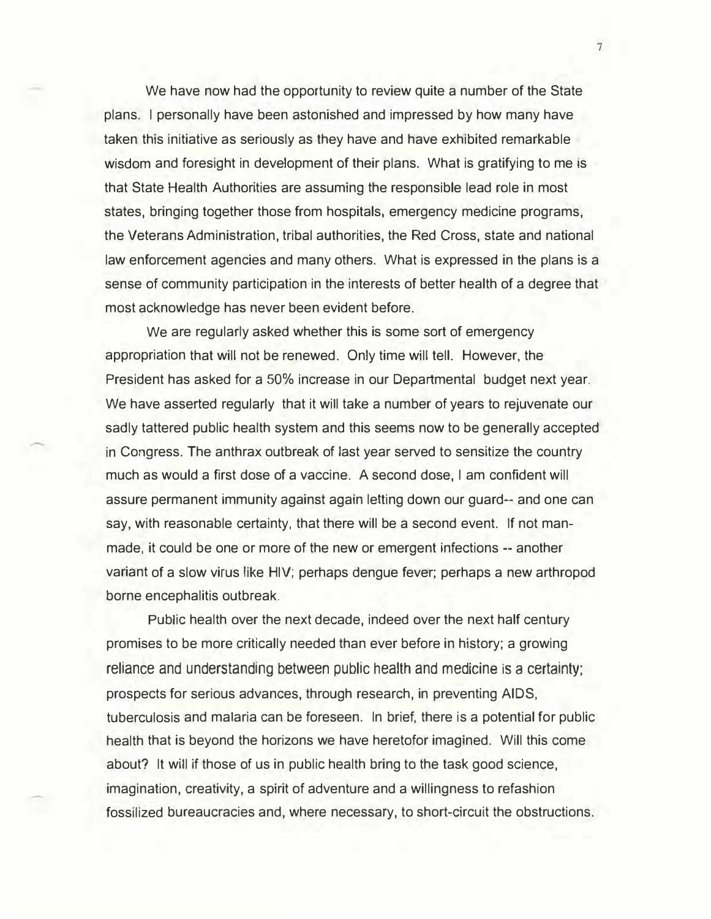We have now had the opportunity to review quite a number of the State plans. I personally have been astonished and impressed by how many have taken this initiative as seriously as they have and have exhibited remarkable wisdom and foresight in development of their plans. What is gratifying to me is that State Health Authorities are assuming the responsible lead role in most states, bringing together those from hospitals, emergency medicine programs, the Veterans Administration, tribal authorities, the Red Cross, state and national law enforcement agencies and many others. What is expressed in the plans is a sense of community participation in the interests of better health of a degree that most acknowledge has never been evident before.

We are regularly asked whether this is some sort of emergency appropriation that will not be renewed. Only time will tell. However, the President has asked for a 50% increase in our Departmental budget next year. We have asserted regularly that it will take a number of years to rejuvenate our sadly tattered public health system and this seems now to be generally accepted in Congress. The anthrax outbreak of last year served to sensitize the country much as would a first dose of a vaccine. A second dose, I am confident will assure permanent immunity against again letting down our guard-- and one can say, with reasonable certainty, that there will be a second event. If not man-made, it could be one or more of the new or emergent infections -- another variant of a slow virus like HIV; perhaps dengue fever; perhaps a new arthropod borne encephalitis outbreak.

Public health over the next decade, indeed over the next half century promises to be more critically needed than ever before in history; a growing reliance and understanding between public health and medicine is a certainty; prospects for serious advances, through research, in preventing AIDS, tuberculosis and malaria can be foreseen. In brief, there is a potential for public health that is beyond the horizons we have heretofor imagined. Will this come about? It will if those of us in public health bring to the task good science, imagination, creativity, a spirit of adventure and a willingness to refashion fossilized bureaucracies and, where necessary, to short-circuit the obstructions.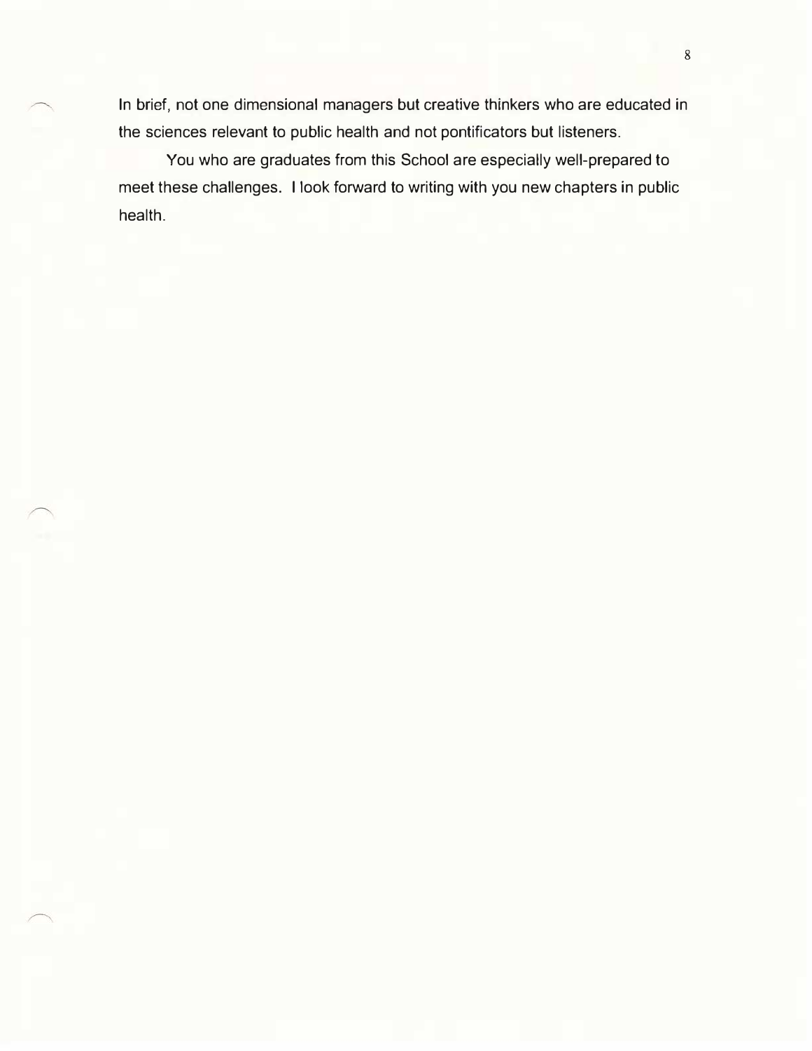In brief, not one dimensional managers but creative thinkers who are educated in the sciences relevant to public health and not pontificators but listeners.

You who are graduates from this School are especially well-prepared to meet these challenges. I look forward to writing with you new chapters in public health.